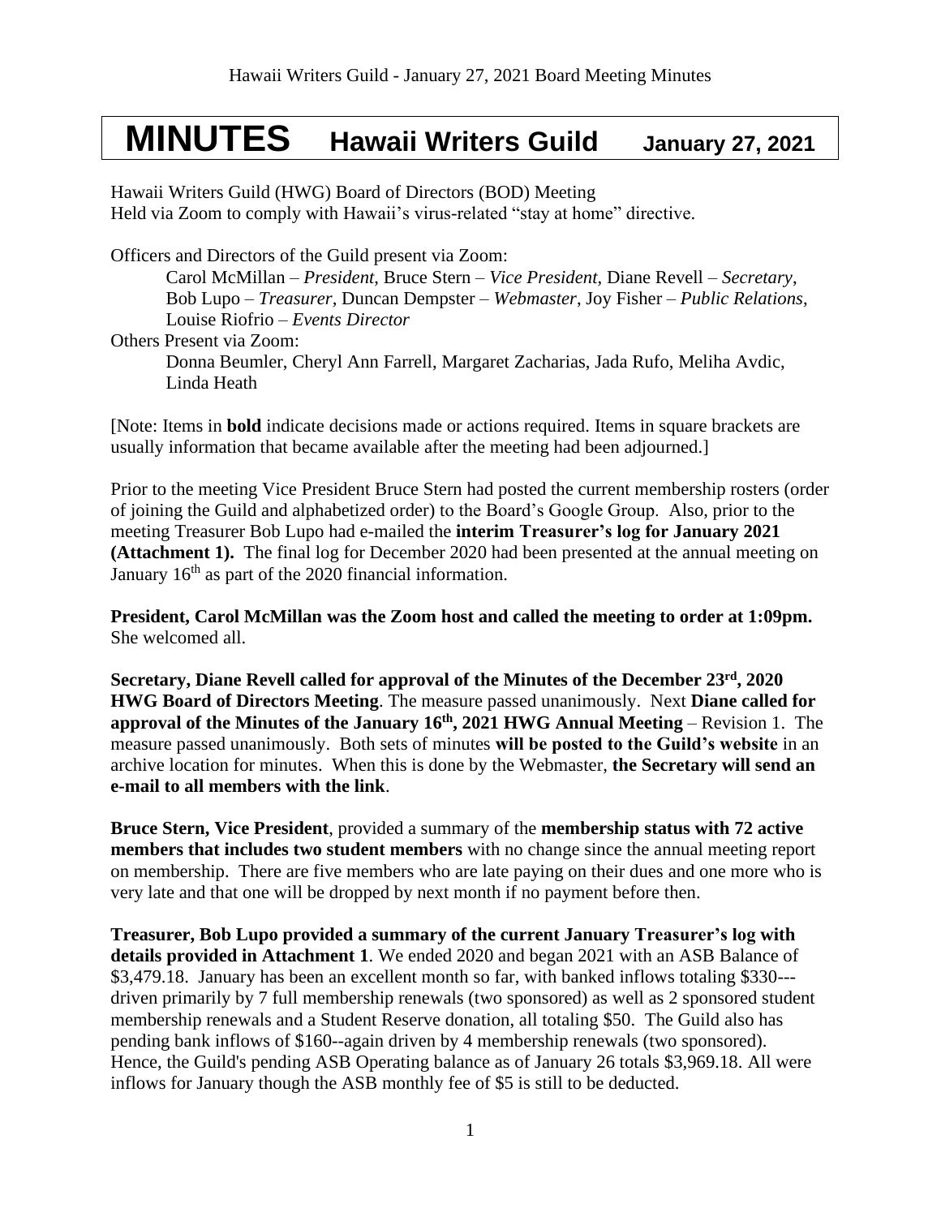# MINUTES Hawaii Writers Guild January 27, 2021

Hawaii Writers Guild (HWG) Board of Directors (BOD) Meeting
Held via Zoom to comply with Hawaii's virus-related "stay at home" directive.

Officers and Directors of the Guild present via Zoom:

Carol McMillan – *President*, Bruce Stern – *Vice President*, Diane Revell – *Secretary*, Bob Lupo – *Treasurer*, Duncan Dempster – *Webmaster*, Joy Fisher – *Public Relations*, Louise Riofrio – *Events Director*

Others Present via Zoom:

Donna Beumler, Cheryl Ann Farrell, Margaret Zacharias, Jada Rufo, Meliha Avdic, Linda Heath

[Note: Items in **bold** indicate decisions made or actions required. Items in square brackets are usually information that became available after the meeting had been adjourned.]

Prior to the meeting Vice President Bruce Stern had posted the current membership rosters (order of joining the Guild and alphabetized order) to the Board's Google Group. Also, prior to the meeting Treasurer Bob Lupo had e-mailed the **interim Treasurer's log for January 2021 (Attachment 1).** The final log for December 2020 had been presented at the annual meeting on January 16th as part of the 2020 financial information.

**President, Carol McMillan was the Zoom host and called the meeting to order at 1:09pm.** She welcomed all.

**Secretary, Diane Revell called for approval of the Minutes of the December 23rd, 2020 HWG Board of Directors Meeting**. The measure passed unanimously. Next **Diane called for approval of the Minutes of the January 16th, 2021 HWG Annual Meeting** – Revision 1. The measure passed unanimously. Both sets of minutes **will be posted to the Guild's website** in an archive location for minutes. When this is done by the Webmaster, **the Secretary will send an e-mail to all members with the link**.

**Bruce Stern, Vice President**, provided a summary of the **membership status with 72 active members that includes two student members** with no change since the annual meeting report on membership. There are five members who are late paying on their dues and one more who is very late and that one will be dropped by next month if no payment before then.

**Treasurer, Bob Lupo provided a summary of the current January Treasurer's log with details provided in Attachment 1**. We ended 2020 and began 2021 with an ASB Balance of $3,479.18. January has been an excellent month so far, with banked inflows totaling $330---driven primarily by 7 full membership renewals (two sponsored) as well as 2 sponsored student membership renewals and a Student Reserve donation, all totaling $50. The Guild also has pending bank inflows of $160--again driven by 4 membership renewals (two sponsored). Hence, the Guild's pending ASB Operating balance as of January 26 totals $3,969.18. All were inflows for January though the ASB monthly fee of $5 is still to be deducted.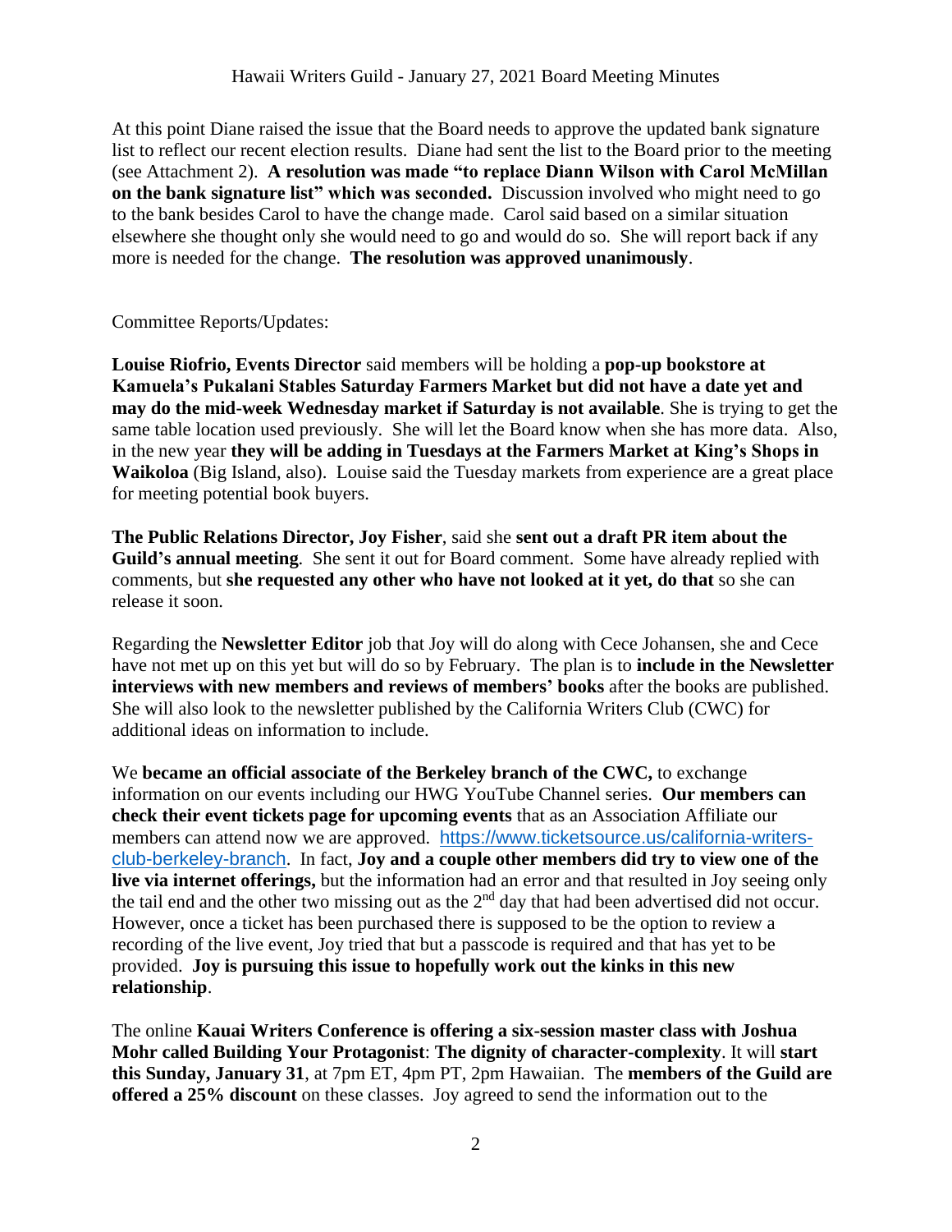At this point Diane raised the issue that the Board needs to approve the updated bank signature list to reflect our recent election results. Diane had sent the list to the Board prior to the meeting (see Attachment 2). **A resolution was made "to replace Diann Wilson with Carol McMillan on the bank signature list" which was seconded.** Discussion involved who might need to go to the bank besides Carol to have the change made. Carol said based on a similar situation elsewhere she thought only she would need to go and would do so. She will report back if any more is needed for the change. **The resolution was approved unanimously**.

Committee Reports/Updates:

**Louise Riofrio, Events Director** said members will be holding a **pop-up bookstore at Kamuela's Pukalani Stables Saturday Farmers Market but did not have a date yet and may do the mid-week Wednesday market if Saturday is not available**. She is trying to get the same table location used previously. She will let the Board know when she has more data. Also, in the new year **they will be adding in Tuesdays at the Farmers Market at King's Shops in Waikoloa** (Big Island, also). Louise said the Tuesday markets from experience are a great place for meeting potential book buyers.

**The Public Relations Director, Joy Fisher**, said she **sent out a draft PR item about the Guild's annual meeting**. She sent it out for Board comment. Some have already replied with comments, but **she requested any other who have not looked at it yet, do that** so she can release it soon.

Regarding the **Newsletter Editor** job that Joy will do along with Cece Johansen, she and Cece have not met up on this yet but will do so by February. The plan is to **include in the Newsletter interviews with new members and reviews of members' books** after the books are published. She will also look to the newsletter published by the California Writers Club (CWC) for additional ideas on information to include.

We **became an official associate of the Berkeley branch of the CWC,** to exchange information on our events including our HWG YouTube Channel series. **Our members can check their event tickets page for upcoming events** that as an Association Affiliate our members can attend now we are approved. https://www.ticketsource.us/california-writers-club-berkeley-branch. In fact, **Joy and a couple other members did try to view one of the live via internet offerings,** but the information had an error and that resulted in Joy seeing only the tail end and the other two missing out as the 2nd day that had been advertised did not occur. However, once a ticket has been purchased there is supposed to be the option to review a recording of the live event, Joy tried that but a passcode is required and that has yet to be provided. **Joy is pursuing this issue to hopefully work out the kinks in this new relationship**.

The online **Kauai Writers Conference is offering a six-session master class with Joshua Mohr called Building Your Protagonist**: **The dignity of character-complexity**. It will **start this Sunday, January 31**, at 7pm ET, 4pm PT, 2pm Hawaiian. The **members of the Guild are offered a 25% discount** on these classes. Joy agreed to send the information out to the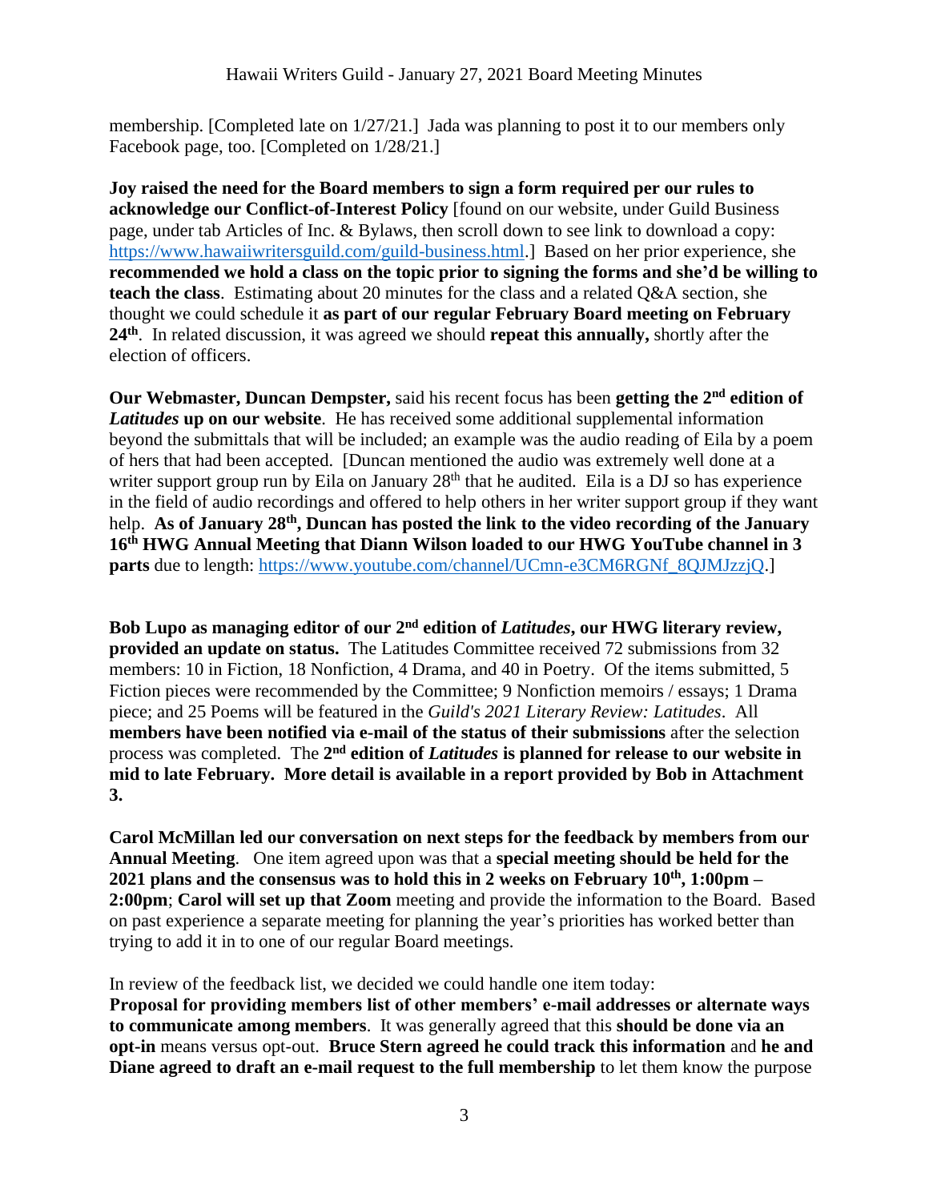membership. [Completed late on 1/27/21.] Jada was planning to post it to our members only Facebook page, too. [Completed on 1/28/21.]

**Joy raised the need for the Board members to sign a form required per our rules to acknowledge our Conflict-of-Interest Policy** [found on our website, under Guild Business page, under tab Articles of Inc. & Bylaws, then scroll down to see link to download a copy: https://www.hawaiiwritersguild.com/guild-business.html.] Based on her prior experience, she **recommended we hold a class on the topic prior to signing the forms and she'd be willing to teach the class**. Estimating about 20 minutes for the class and a related Q&A section, she thought we could schedule it **as part of our regular February Board meeting on February 24th**. In related discussion, it was agreed we should **repeat this annually,** shortly after the election of officers.

**Our Webmaster, Duncan Dempster,** said his recent focus has been **getting the 2nd edition of *Latitudes* up on our website**. He has received some additional supplemental information beyond the submittals that will be included; an example was the audio reading of Eila by a poem of hers that had been accepted. [Duncan mentioned the audio was extremely well done at a writer support group run by Eila on January 28th that he audited. Eila is a DJ so has experience in the field of audio recordings and offered to help others in her writer support group if they want help. **As of January 28th, Duncan has posted the link to the video recording of the January 16th HWG Annual Meeting that Diann Wilson loaded to our HWG YouTube channel in 3 parts** due to length: https://www.youtube.com/channel/UCmn-e3CM6RGNf_8QJMJzzjQ.]

**Bob Lupo as managing editor of our 2nd edition of *Latitudes*, our HWG literary review, provided an update on status.** The Latitudes Committee received 72 submissions from 32 members: 10 in Fiction, 18 Nonfiction, 4 Drama, and 40 in Poetry. Of the items submitted, 5 Fiction pieces were recommended by the Committee; 9 Nonfiction memoirs / essays; 1 Drama piece; and 25 Poems will be featured in the *Guild's 2021 Literary Review: Latitudes*. All **members have been notified via e-mail of the status of their submissions** after the selection process was completed. The **2nd edition of *Latitudes* is planned for release to our website in mid to late February. More detail is available in a report provided by Bob in Attachment 3.**

**Carol McMillan led our conversation on next steps for the feedback by members from our Annual Meeting**. One item agreed upon was that a **special meeting should be held for the 2021 plans and the consensus was to hold this in 2 weeks on February 10th, 1:00pm – 2:00pm**; **Carol will set up that Zoom** meeting and provide the information to the Board. Based on past experience a separate meeting for planning the year's priorities has worked better than trying to add it in to one of our regular Board meetings.

In review of the feedback list, we decided we could handle one item today:
**Proposal for providing members list of other members' e-mail addresses or alternate ways to communicate among members**. It was generally agreed that this **should be done via an opt-in** means versus opt-out. **Bruce Stern agreed he could track this information** and **he and Diane agreed to draft an e-mail request to the full membership** to let them know the purpose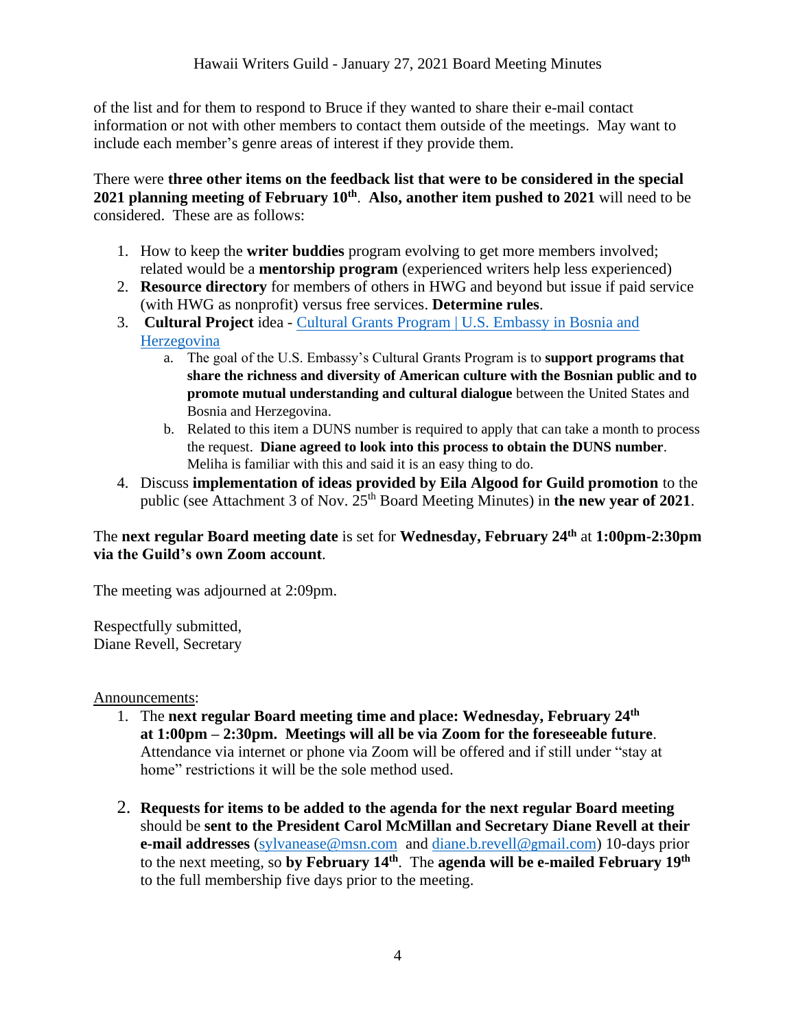of the list and for them to respond to Bruce if they wanted to share their e-mail contact information or not with other members to contact them outside of the meetings. May want to include each member's genre areas of interest if they provide them.

There were **three other items on the feedback list that were to be considered in the special 2021 planning meeting of February 10th**. **Also, another item pushed to 2021** will need to be considered. These are as follows:

1. How to keep the **writer buddies** program evolving to get more members involved; related would be a **mentorship program** (experienced writers help less experienced)
2. **Resource directory** for members of others in HWG and beyond but issue if paid service (with HWG as nonprofit) versus free services. **Determine rules**.
3. **Cultural Project** idea - [Cultural Grants Program | U.S. Embassy in Bosnia and Herzegovina]
   a. The goal of the U.S. Embassy's Cultural Grants Program is to **support programs that share the richness and diversity of American culture with the Bosnian public and to promote mutual understanding and cultural dialogue** between the United States and Bosnia and Herzegovina.
   b. Related to this item a DUNS number is required to apply that can take a month to process the request. **Diane agreed to look into this process to obtain the DUNS number**. Meliha is familiar with this and said it is an easy thing to do.
4. Discuss **implementation of ideas provided by Eila Algood for Guild promotion** to the public (see Attachment 3 of Nov. 25th Board Meeting Minutes) in **the new year of 2021**.

The **next regular Board meeting date** is set for **Wednesday, February 24th** at **1:00pm-2:30pm via the Guild's own Zoom account**.

The meeting was adjourned at 2:09pm.

Respectfully submitted,
Diane Revell, Secretary

Announcements:

1. The **next regular Board meeting time and place: Wednesday, February 24th at 1:00pm – 2:30pm. Meetings will all be via Zoom for the foreseeable future**. Attendance via internet or phone via Zoom will be offered and if still under "stay at home" restrictions it will be the sole method used.

2. **Requests for items to be added to the agenda for the next regular Board meeting** should be **sent to the President Carol McMillan and Secretary Diane Revell at their e-mail addresses** (sylvanease@msn.com and diane.b.revell@gmail.com) 10-days prior to the next meeting, so **by February 14th**. The **agenda will be e-mailed February 19th** to the full membership five days prior to the meeting.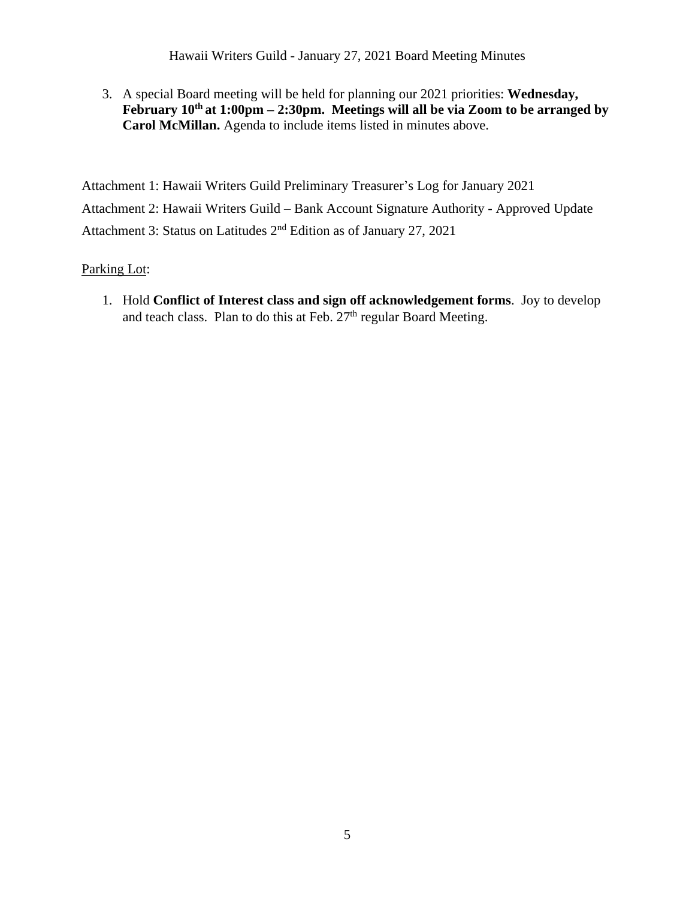3. A special Board meeting will be held for planning our 2021 priorities: **Wednesday, February 10th at 1:00pm – 2:30pm. Meetings will all be via Zoom to be arranged by Carol McMillan.** Agenda to include items listed in minutes above.

Attachment 1: Hawaii Writers Guild Preliminary Treasurer's Log for January 2021

Attachment 2: Hawaii Writers Guild – Bank Account Signature Authority - Approved Update

Attachment 3: Status on Latitudes 2nd Edition as of January 27, 2021

Parking Lot:

1. Hold **Conflict of Interest class and sign off acknowledgement forms**. Joy to develop and teach class. Plan to do this at Feb. 27th regular Board Meeting.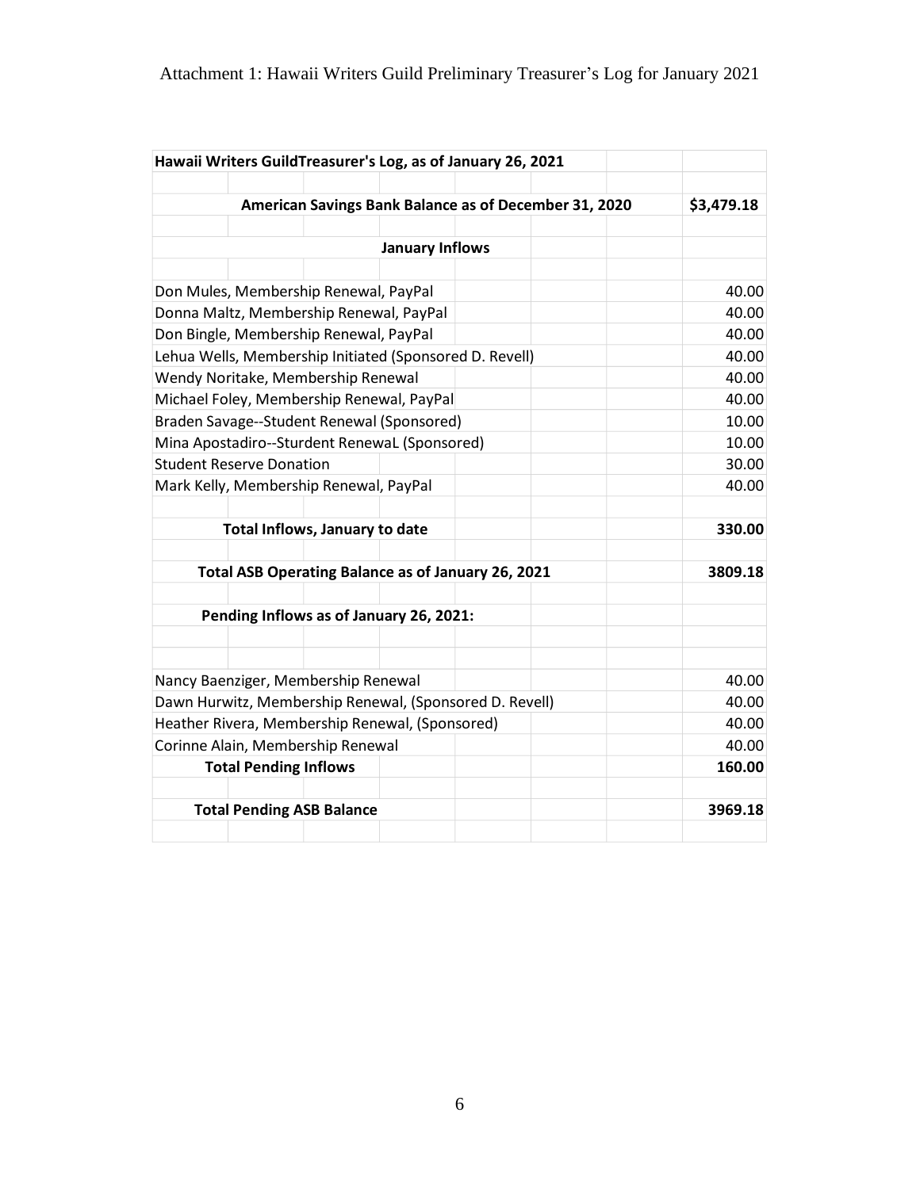Attachment 1: Hawaii Writers Guild Preliminary Treasurer's Log for January 2021

| **Hawaii Writers GuildTreasurer's Log, as of January 26, 2021** | |
|---|---|
| | |
| **American Savings Bank Balance as of December 31, 2020** | **$3,479.18** |
| | |
| **January Inflows** | |
| | |
| Don Mules, Membership Renewal, PayPal | 40.00 |
| Donna Maltz, Membership Renewal, PayPal | 40.00 |
| Don Bingle, Membership Renewal, PayPal | 40.00 |
| Lehua Wells, Membership Initiated (Sponsored D. Revell) | 40.00 |
| Wendy Noritake, Membership Renewal | 40.00 |
| Michael Foley, Membership Renewal, PayPal | 40.00 |
| Braden Savage--Student Renewal (Sponsored) | 10.00 |
| Mina Apostadiro--Sturdent RenewaL (Sponsored) | 10.00 |
| Student Reserve Donation | 30.00 |
| Mark Kelly, Membership Renewal, PayPal | 40.00 |
| | |
| **Total Inflows, January to date** | **330.00** |
| | |
| **Total ASB Operating Balance as of January 26, 2021** | **3809.18** |
| | |
| **Pending Inflows as of January 26, 2021:** | |
| | |
| | |
| Nancy Baenziger, Membership Renewal | 40.00 |
| Dawn Hurwitz, Membership Renewal, (Sponsored D. Revell) | 40.00 |
| Heather Rivera, Membership Renewal, (Sponsored) | 40.00 |
| Corinne Alain, Membership Renewal | 40.00 |
| **Total Pending Inflows** | **160.00** |
| | |
| **Total Pending ASB Balance** | **3969.18** |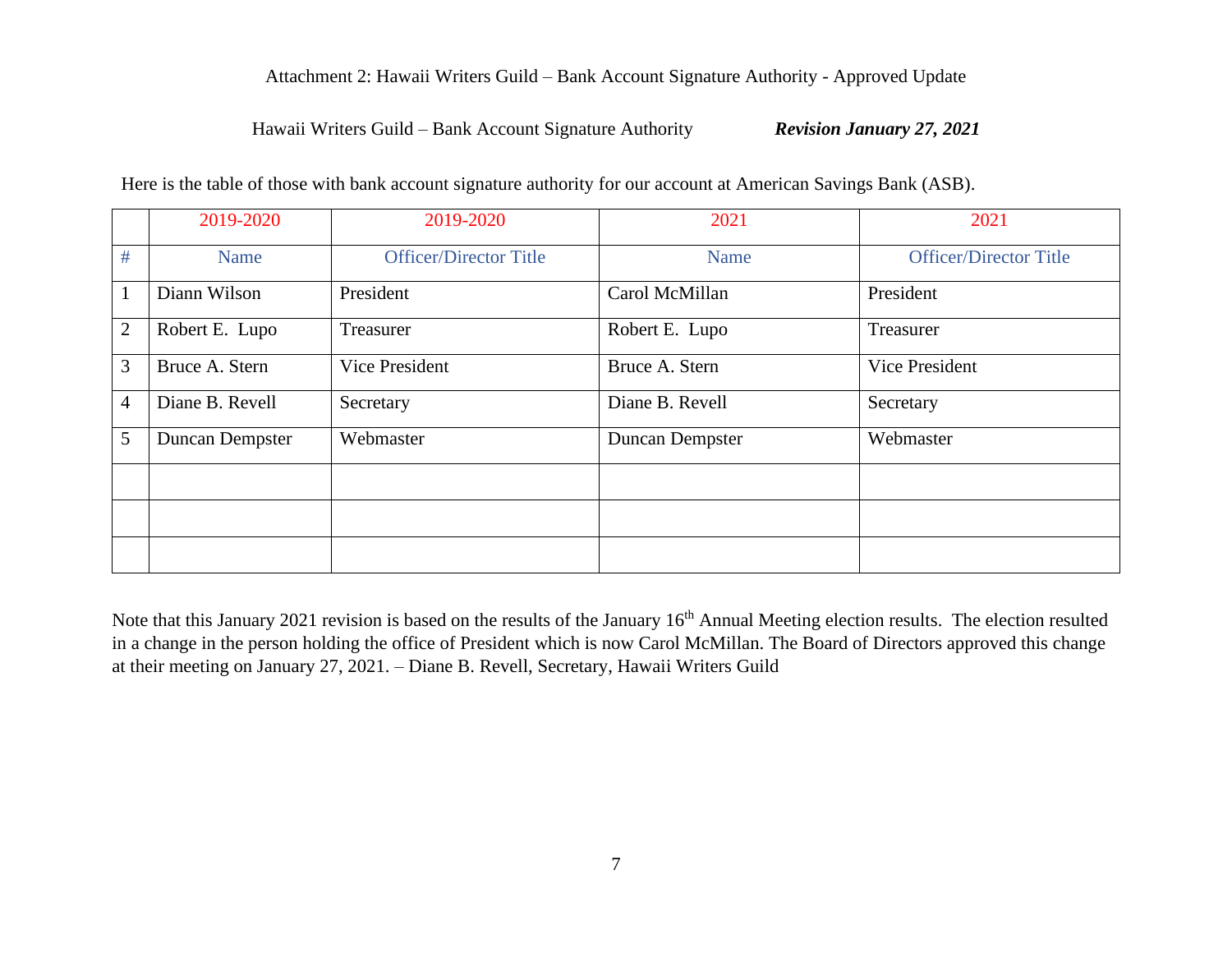Attachment 2: Hawaii Writers Guild – Bank Account Signature Authority - Approved Update

Hawaii Writers Guild – Bank Account Signature Authority *Revision January 27, 2021*

Here is the table of those with bank account signature authority for our account at American Savings Bank (ASB).

| | 2019-2020 | 2019-2020 | 2021 | 2021 |
|---|---|---|---|---|
| # | Name | Officer/Director Title | Name | Officer/Director Title |
| 1 | Diann Wilson | President | Carol McMillan | President |
| 2 | Robert E. Lupo | Treasurer | Robert E. Lupo | Treasurer |
| 3 | Bruce A. Stern | Vice President | Bruce A. Stern | Vice President |
| 4 | Diane B. Revell | Secretary | Diane B. Revell | Secretary |
| 5 | Duncan Dempster | Webmaster | Duncan Dempster | Webmaster |
| | | | | |
| | | | | |
| | | | | |

Note that this January 2021 revision is based on the results of the January 16th Annual Meeting election results. The election resulted in a change in the person holding the office of President which is now Carol McMillan. The Board of Directors approved this change at their meeting on January 27, 2021. – Diane B. Revell, Secretary, Hawaii Writers Guild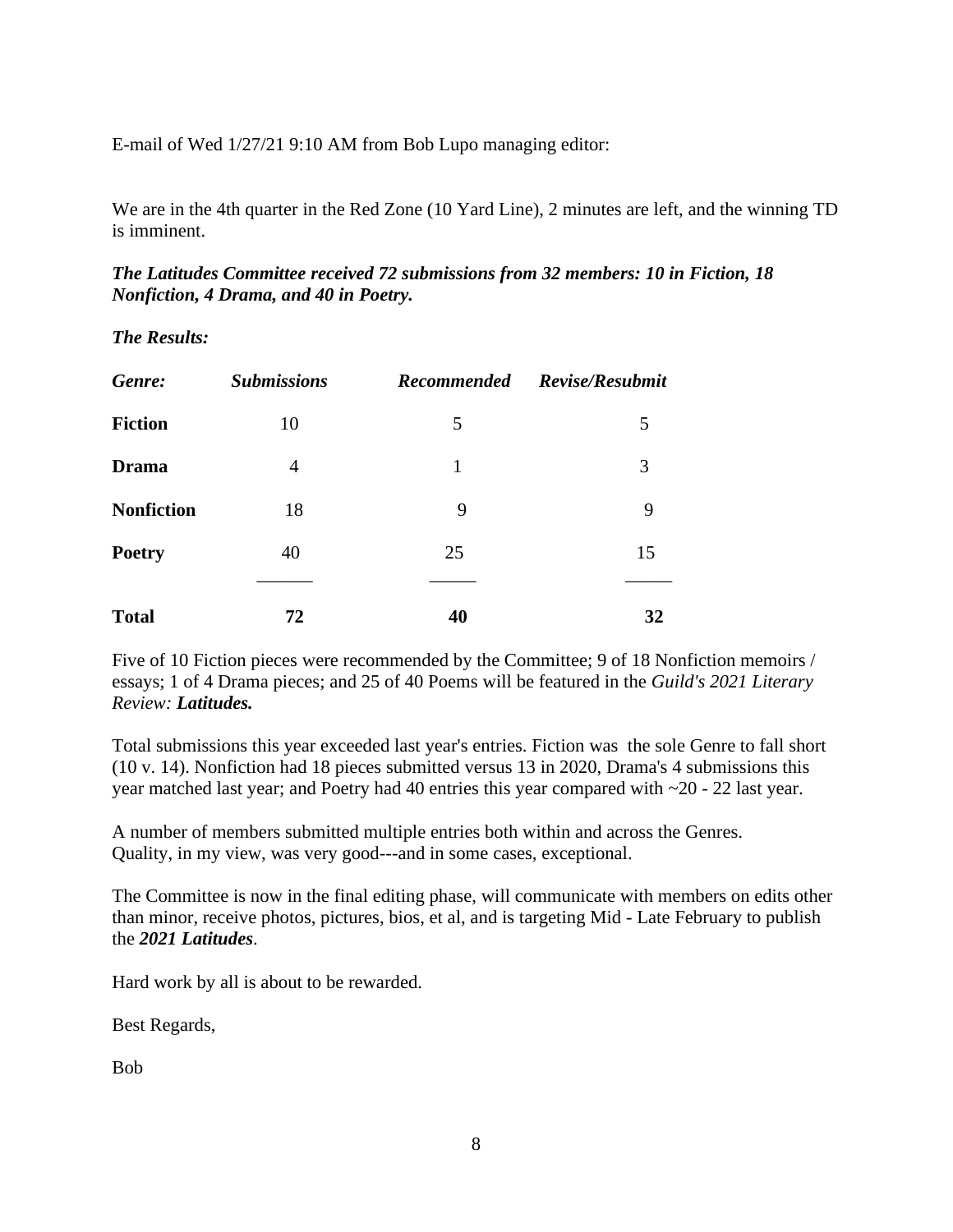E-mail of Wed 1/27/21 9:10 AM from Bob Lupo managing editor:

We are in the 4th quarter in the Red Zone (10 Yard Line), 2 minutes are left, and the winning TD is imminent.

***The Latitudes Committee received 72 submissions from 32 members: 10 in Fiction, 18 Nonfiction, 4 Drama, and 40 in Poetry.***

***The Results:***

| ***Genre:*** | ***Submissions*** | ***Recommended*** | ***Revise/Resubmit*** |
|---|---|---|---|
| **Fiction** | 10 | 5 | 5 |
| **Drama** | 4 | 1 | 3 |
| **Nonfiction** | 18 | 9 | 9 |
| **Poetry** | 40 | 25 | 15 |
| **Total** | **72** | **40** | **32** |

Five of 10 Fiction pieces were recommended by the Committee; 9 of 18 Nonfiction memoirs / essays; 1 of 4 Drama pieces; and 25 of 40 Poems will be featured in the *Guild's 2021 Literary Review:* ***Latitudes.***

Total submissions this year exceeded last year's entries. Fiction was the sole Genre to fall short (10 v. 14). Nonfiction had 18 pieces submitted versus 13 in 2020, Drama's 4 submissions this year matched last year; and Poetry had 40 entries this year compared with ~20 - 22 last year.

A number of members submitted multiple entries both within and across the Genres. Quality, in my view, was very good---and in some cases, exceptional.

The Committee is now in the final editing phase, will communicate with members on edits other than minor, receive photos, pictures, bios, et al, and is targeting Mid - Late February to publish the ***2021 Latitudes***.

Hard work by all is about to be rewarded.

Best Regards,

Bob